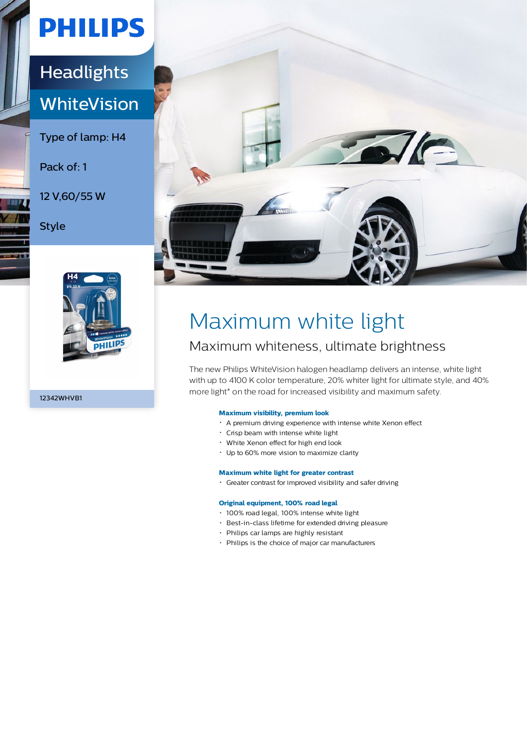# PHILIPS

## Headlights

## WhiteVision

Type of lamp: H4

Pack of: 1

12 V,60/55 W

Style

12342WHVB1

# Maximum white light

## Maximum whiteness, ultimate brightness

The new Philips WhiteVision halogen headlamp delivers an intense, white light with up to 4100 K color temperature, 20% whiter light for ultimate style, and 40% more light* on the road for increased visibility and maximum safety.

**Maximum visibility, premium look**

- A premium driving experience with intense white Xenon effect
- Crisp beam with intense white light
- White Xenon effect for high end look
- Up to 60% more vision to maximize clarity

**Maximum white light for greater contrast**

- Greater contrast for improved visibility and safer driving

**Original equipment, 100% road legal**

- 100% road legal, 100% intense white light
- Best-in-class lifetime for extended driving pleasure
- Philips car lamps are highly resistant
- Philips is the choice of major car manufacturers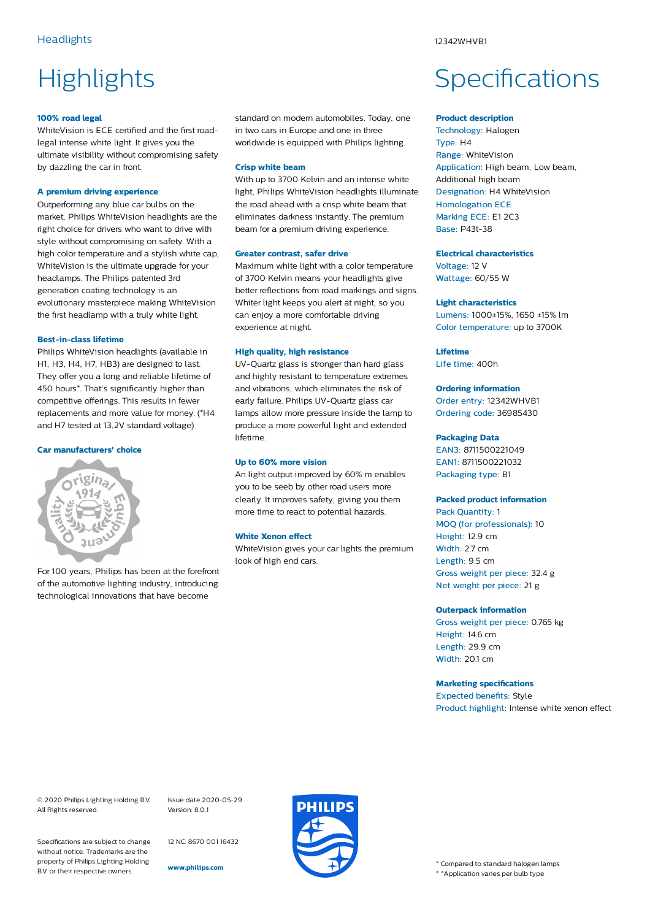Headlights

12342WHVB1

# Highlights

### 100% road legal

WhiteVision is ECE certified and the first road-legal intense white light. It gives you the ultimate visibility without compromising safety by dazzling the car in front.

### A premium driving experience

Outperforming any blue car bulbs on the market, Philips WhiteVision headlights are the right choice for drivers who want to drive with style without compromising on safety. With a high color temperature and a stylish white cap, WhiteVision is the ultimate upgrade for your headlamps. The Philips patented 3rd generation coating technology is an evolutionary masterpiece making WhiteVision the first headlamp with a truly white light.

### Best-in-class lifetime

Philips WhiteVision headlights (available in H1, H3, H4, H7, HB3) are designed to last. They offer you a long and reliable lifetime of 450 hours*. That's significantly higher than competitive offerings. This results in fewer replacements and more value for money. (*H4 and H7 tested at 13,2V standard voltage)

### Car manufacturers' choice

For 100 years, Philips has been at the forefront of the automotive lighting industry, introducing technological innovations that have become standard on modern automobiles. Today, one in two cars in Europe and one in three worldwide is equipped with Philips lighting.

### Crisp white beam

With up to 3700 Kelvin and an intense white light, Philips WhiteVision headlights illuminate the road ahead with a crisp white beam that eliminates darkness instantly. The premium beam for a premium driving experience.

### Greater contrast, safer drive

Maximum white light with a color temperature of 3700 Kelvin means your headlights give better reflections from road markings and signs. Whiter light keeps you alert at night, so you can enjoy a more comfortable driving experience at night.

### High quality, high resistance

UV-Quartz glass is stronger than hard glass and highly resistant to temperature extremes and vibrations, which eliminates the risk of early failure. Philips UV-Quartz glass car lamps allow more pressure inside the lamp to produce a more powerful light and extended lifetime.

### Up to 60% more vision

An light output improved by 60% m enables you to be seeb by other road users more clearly. It improves safety, giving you them more time to react to potential hazards.

### White Xenon effect

WhiteVision gives your car lights the premium look of high end cars.

# Specifications

### Product description

- Technology: Halogen
- Type: H4
- Range: WhiteVision
- Application: High beam, Low beam, Additional high beam
- Designation: H4 WhiteVision
- Homologation ECE
- Marking ECE: E1 2C3
- Base: P43t-38

### Electrical characteristics

- Voltage: 12 V
- Wattage: 60/55 W

### Light characteristics

- Lumens: 1000±15%, 1650 ±15% lm
- Color temperature: up to 3700K

### Lifetime

- Life time: 400h

### Ordering information

- Order entry: 12342WHVB1
- Ordering code: 36985430

### Packaging Data

- EAN3: 8711500221049
- EAN1: 8711500221032
- Packaging type: B1

### Packed product information

- Pack Quantity: 1
- MOQ (for professionals): 10
- Height: 12.9 cm
- Width: 2.7 cm
- Length: 9.5 cm
- Gross weight per piece: 32.4 g
- Net weight per piece: 21 g

### Outerpack information

- Gross weight per piece: 0.765 kg
- Height: 14.6 cm
- Length: 29.9 cm
- Width: 20.1 cm

### Marketing specifications

- Expected benefits: Style
- Product highlight: Intense white xenon effect

© 2020 Philips Lighting Holding B.V.
All Rights reserved.

Issue date 2020-05-29
Version: 8.0.1

Specifications are subject to change without notice. Trademarks are the property of Philips Lighting Holding B.V. or their respective owners.

12 NC: 8670 001 16432

www.philips.com

* Compared to standard halogen lamps
* *Application varies per bulb type